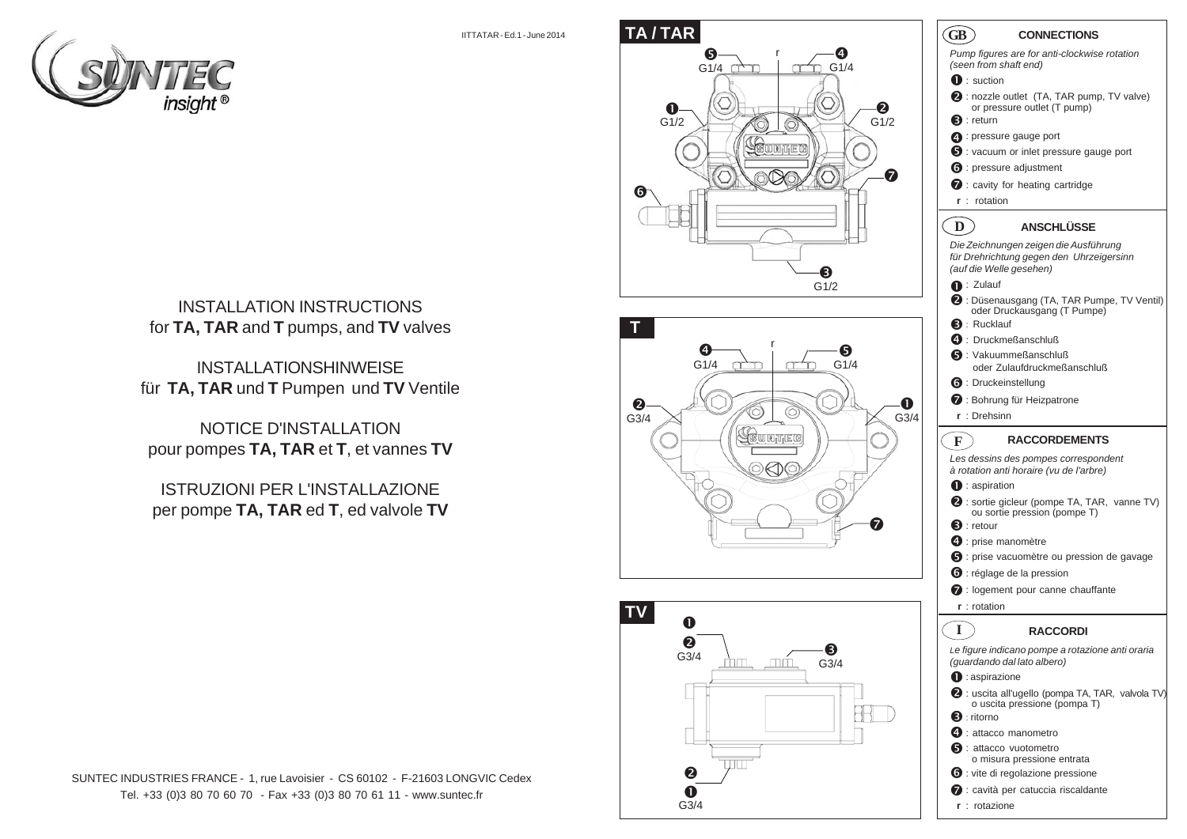SUNTEC insight®

IITTATAR - Ed.1 - June 2014

INSTALLATION INSTRUCTIONS
for **TA, TAR** and **T** pumps, and **TV** valves

INSTALLATIONSHINWEISE
für **TA, TAR** und **T** Pumpen und **TV** Ventile

NOTICE D'INSTALLATION
pour pompes **TA, TAR** et **T**, et vannes **TV**

ISTRUZIONI PER L'INSTALLAZIONE
per pompe **TA, TAR** ed **T**, ed valvole **TV**

SUNTEC INDUSTRIES FRANCE - 1, rue Lavoisier - CS 60102 - F-21603 LONGVIC Cedex
Tel. +33 (0)3 80 70 60 70 - Fax +33 (0)3 80 70 61 11 - www.suntec.fr

## TA / TAR

5 G1/4 — r — 4 G1/4
1 G1/2 — 2 G1/2
6 — 7
3 G1/2

## T

4 G1/4 — r — 5 G1/4
2 G3/4 — 1 G3/4
7

## TV

1
2 G3/4 — 3 G3/4
2
1 G3/4

## GB CONNECTIONS

*Pump figures are for anti-clockwise rotation (seen from shaft end)*

- 1 : suction
- 2 : nozzle outlet (TA, TAR pump, TV valve) or pressure outlet (T pump)
- 3 : return
- 4 : pressure gauge port
- 5 : vacuum or inlet pressure gauge port
- 6 : pressure adjustment
- 7 : cavity for heating cartridge
- r : rotation

## D ANSCHLÜSSE

*Die Zeichnungen zeigen die Ausführung für Drehrichtung gegen den Uhrzeigersinn (auf die Welle gesehen)*

- 1 : Zulauf
- 2 : Düsenausgang (TA, TAR Pumpe, TV Ventil) oder Druckausgang (T Pumpe)
- 3 : Rucklauf
- 4 : Druckmeßanschluß
- 5 : Vakuummeßanschluß oder Zulaufdruckmeßanschluß
- 6 : Druckeinstellung
- 7 : Bohrung für Heizpatrone
- r : Drehsinn

## F RACCORDEMENTS

*Les dessins des pompes correspondent à rotation anti horaire (vu de l'arbre)*

- 1 : aspiration
- 2 : sortie gicleur (pompe TA, TAR, vanne TV) ou sortie pression (pompe T)
- 3 : retour
- 4 : prise manomètre
- 5 : prise vacuomètre ou pression de gavage
- 6 : réglage de la pression
- 7 : logement pour canne chauffante
- r : rotation

## I RACCORDI

*Le figure indicano pompe a rotazione anti oraria (guardando dal lato albero)*

- 1 : aspirazione
- 2 : uscita all'ugello (pompa TA, TAR, valvola TV) o uscita pressione (pompa T)
- 3 : ritorno
- 4 : attacco manometro
- 5 : attacco vuotometro o misura pressione entrata
- 6 : vite di regolazione pressione
- 7 : cavità per catuccia riscaldante
- r : rotazione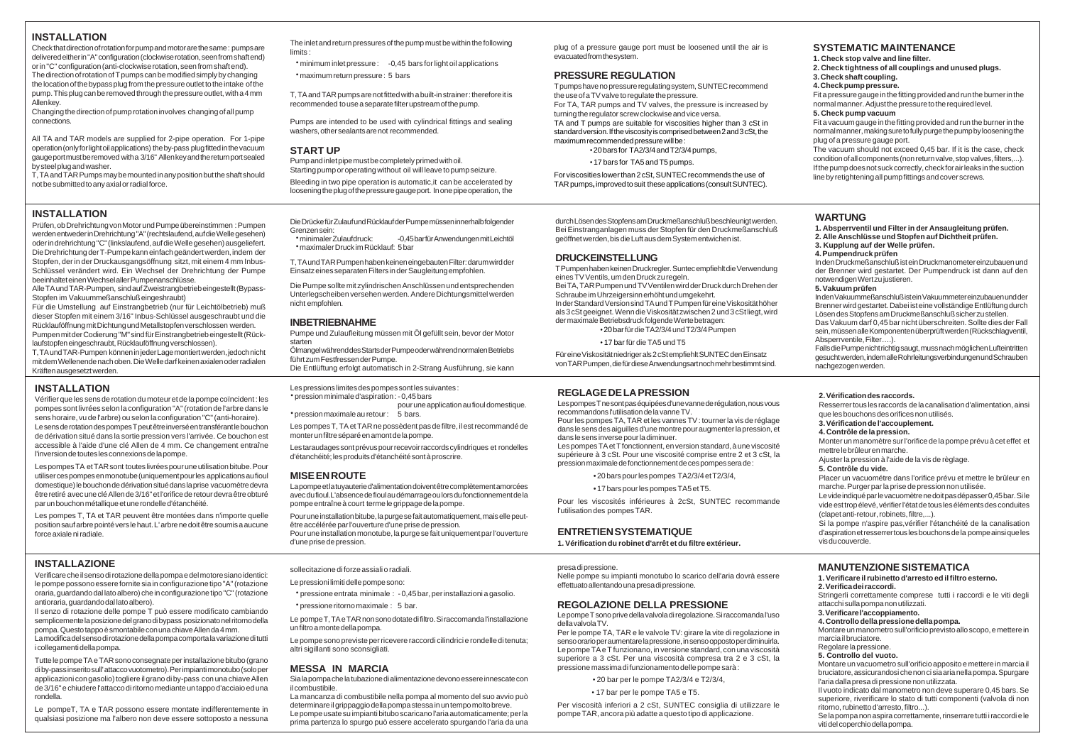## INSTALLATION

Check that direction of rotation for pump and motor are the same : pumps are delivered either in "A" configuration (clockwise rotation, seen from shaft end) or in "C" configuration (anti-clockwise rotation, seen from shaft end).
The direction of rotation of T pumps can be modified simply by changing the location of the bypass plug from the pressure outlet to the intake of the pump. This plug can be removed through the pressure outlet, with a 4 mm Allen key.
Changing the direction of pump rotation involves changing of all pump connections.

All TA and TAR models are supplied for 2-pipe operation. For 1-pipe operation (only for light oil applications) the by-pass plug fitted in the vacuum gauge port must be removed with a 3/16" Allen key and the return port sealed by steel plug and washer.
T, TA and TAR Pumps may be mounted in any position but the shaft should not be submitted to any axial or radial force.

The inlet and return pressures of the pump must be within the following limits :

- minimum inlet pressure : -0,45 bars for light oil applications
- maximum return pressure : 5 bars

T, TA and TAR pumps are not fitted with a built-in strainer : therefore it is recommended to use a separate filter upstream of the pump.

Pumps are intended to be used with cylindrical fittings and sealing washers, other sealants are not recommended.

## START UP

Pump and inlet pipe must be completely primed with oil.
Starting pump or operating without oil will leave to pump seizure.
Bleeding in two pipe operation is automatic,it can be accelerated by loosening the plug of the pressure gauge port. In one pipe operation, the plug of a pressure gauge port must be loosened until the air is evacuated from the system.

## PRESSURE REGULATION

T pumps have no pressure regulating system, SUNTEC recommend the use of a TV valve to regulate the pressure.
For TA, TAR pumps and TV valves, the pressure is increased by turning the regulator screw clockwise and vice versa.
TA and T pumps are suitable for viscosities higher than 3 cSt in standard version. If the viscosity is comprised between 2 and 3 cSt, the maximum recommended pressure will be :

- 20 bars for TA2/3/4 and T2/3/4 pumps,
- 17 bars for TA5 and T5 pumps.

For viscosities lower than 2 cSt, SUNTEC recommends the use of TAR pumps, improved to suit these applications (consult SUNTEC).

## SYSTEMATIC MAINTENANCE

**1. Check stop valve and line filter.**
**2. Check tightness of all couplings and unused plugs.**
**3. Check shaft coupling.**
**4. Check pump pressure.**
Fit a pressure gauge in the fitting provided and run the burner in the normal manner. Adjust the pressure to the required level.
**5. Check pump vacuum**
Fit a vacuum gauge in the fitting provided and run the burner in the normal manner, making sure to fully purge the pump by loosening the plug of a pressure gauge port.
The vacuum should not exceed 0,45 bar. If it is the case, check condition of all components (non return valve, stop valves, filters,...).
If the pump does not suck correctly, check for air leaks in the suction line by retightening all pump fittings and cover screws.

## INSTALLATION

Prüfen, ob Drehrichtung von Motor und Pumpe übereinstimmen : Pumpen werden entweder in Drehrichtung "A" (rechtslaufend, auf die Welle gesehen) oder in Drehrichtung "C" (linkslaufend, auf die Welle gesehen) ausgeliefert. Die Drehrichtung der T-Pumpe kann einfach geändert werden, indem der Stopfen, der in der Druckausgangsöffnung sitzt, mit einem 4 mm Inbus-Schlüssel verändert wird. Ein Wechsel der Drehrichtung der Pumpe beeinhaltet einen Wechsel aller Pumpenanschlüsse.
Alle TA und TAR-Pumpen, sind auf Zweistrangbetrieb eingestellt (Bypass-Stopfen im Vakuummeßanschluß eingeschraubt)
Für die Umstellung auf Einstrangbetrieb (nur für Leichtölbetrieb) muß dieser Stopfen mit einem 3/16" Inbus-Schlüssel ausgeschraubt und die Rücklauföffnung mit Dichtung und Metallstopfen verschlossen werden.
Pumpen mit der Codierung "M" sind für Einstrangbetrieb eingestellt (Rücklaufstopfen eingeschraubt, Rücklauföffnung verschlossen).
T, TA und TAR-Pumpen können in jeder Lage montiert werden, jedoch nicht mit dem Wellenende nach oben. Die Welle darf keinen axialen oder radialen Kräften ausgesetzt werden.

Die Drücke für Zulauf und Rücklauf der Pumpe müssen innerhalb folgender Grenzen sein:

- minimaler Zulaufdruck: -0,45 bar für Anwendungen mit Leichtöl
- maximaler Druck im Rücklauf: 5 bar

T, TA und TAR Pumpen haben keine eingebauten Filter: darum wird der Einsatz eines separaten Filters in der Saugleitung empfohlen.

Die Pumpe sollte mit zylindrischen Anschlüssen und entsprechenden Unterlegscheiben versehen werden. Andere Dichtungsmittel werden nicht empfohlen.

## INBETRIEBNAHME

Pumpe und Zulaufleitung müssen mit Öl gefüllt sein, bevor der Motor starten
Ölmangel während des Starts der Pumpe oder während normalen Betriebs führt zum Festfressen der Pumpe.
Die Entlüftung erfolgt automatisch in 2-Strang Ausführung, sie kann durch Lösen des Stopfens am Druckmeßanschluß beschleunigt werden. Bei Einstranganlagen muss der Stopfen für den Druckmeßanschluß geöffnet werden, bis die Luft aus dem System entwichen ist.

## DRUCKEINSTELLUNG

T Pumpen haben keinen Druckregler. Suntec empfiehlt die Verwendung eines TV Ventils, um den Druck zu regeln.
Bei TA, TAR Pumpen und TV Ventilen wird der Druck durch Drehen der Schraube im Uhrzeigersinn erhöht und umgekehrt.
In der Standard Version sind TA und T Pumpen für eine Viskosität höher als 3 cSt geeignet. Wenn die Viskosität zwischen 2 und 3 cSt liegt, wird der maximale Betriebsdruck folgende Werte betragen:

- 20 bar für die TA2/3/4 und T2/3/4 Pumpen
- 17 bar für die TA5 und T5

Für eine Viskosität niedriger als 2 cSt empfiehlt SUNTEC den Einsatz von TAR Pumpen, die für diese Anwendungsart noch mehr bestimmt sind.

## WARTUNG

**1. Absperrventil und Filter in der Ansaugleitung prüfen.**
**2. Alle Anschlüsse und Stopfen auf Dichtheit prüfen.**
**3. Kupplung auf der Welle prüfen.**
**4. Pumpendruck prüfen**
In den Druckmeßanschluß ist ein Druckmanometer einzubauen und der Brenner wird gestartet. Der Pumpendruck ist dann auf den notwendigen Wert zu justieren.
**5. Vakuum prüfen**
In den Vakuummeßanschluß ist ein Vakuummeter einzubauen und der Brenner wird gestartet. Dabei ist eine vollständige Entlüftung durch Lösen des Stopfens am Druckmeßanschluß sicher zu stellen.
Das Vakuum darf 0,45 bar nicht überschreiten. Sollte dies der Fall sein, müssen alle Komponenten überprüft werden (Rückschlagventil, Absperrventile, Filter….).
Falls die Pumpe nicht richtig saugt, muss nach möglichen Lufteintritten gesucht werden, indem alle Rohrleitungsverbindungen und Schrauben nachgezogen werden.

## INSTALLATION

Vérifier que les sens de rotation du moteur et de la pompe coïncident : les pompes sont livrées selon la configuration "A" (rotation de l'arbre dans le sens horaire, vu de l'arbre) ou selon la configuration "C" (anti-horaire).
Le sens de rotation des pompes T peut être inversé en transférant le bouchon de dérivation situé dans la sortie pression vers l'arrivée. Ce bouchon est accessible à l'aide d'une clé Allen de 4 mm. Ce changement entraîne l'inversion de toutes les connexions de la pompe.

Les pompes TA et TAR sont toutes livrées pour une utilisation bitube. Pour utiliser ces pompes en monotube (uniquement pour les applications au fioul domestique) le bouchon de dérivation situé dans la prise vacuomètre devra être retiré avec une clé Allen de 3/16" et l'orifice de retour devra être obturé par un bouchon métallique et une rondelle d'étanchéité.

Les pompes T, TA et TAR peuvent être montées dans n'importe quelle position sauf arbre pointé vers le haut. L' arbre ne doit être soumis à aucune force axiale ni radiale.

Les pressions limites des pompes sont les suivantes :

- pression minimale d'aspiration : -0,45 bars pour une application au fioul domestique.
- pression maximale au retour : 5 bars.

Les pompes T, TA et TAR ne possèdent pas de filtre, il est recommandé de monter un filtre séparé en amont de la pompe.

Les taraudages sont prévus pour recevoir raccords cylindriques et rondelles d'étanchéité; les produits d'étanchéité sont à proscrire.

## MISE EN ROUTE

La pompe et la tuyauterie d'alimentation doivent être complètement amorcées avec du fioul.L'absence de fioul au démarrage ou lors du fonctionnement de la pompe entraîne à court terme le grippage de la pompe.

Pour une installation bitube, la purge se fait automatiquement, mais elle peut-être accélérée par l'ouverture d'une prise de pression.
Pour une installation monotube, la purge se fait uniquement par l'ouverture d'une prise de pression.

## REGLAGE DE LA PRESSION

Les pompes T ne sont pas équipées d'une vanne de régulation, nous vous recommandons l'utilisation de la vanne TV.
Pour les pompes TA, TAR et les vannes TV : tourner la vis de réglage dans le sens des aiguilles d'une montre pour augmenter la pression, et dans le sens inverse pour la diminuer.
Les pompes TA et T fonctionnent, en version standard, à une viscosité supérieure à 3 cSt. Pour une viscosité comprise entre 2 et 3 cSt, la pression maximale de fonctionnement de ces pompes sera de :

- 20 bars pour les pompes TA2/3/4 et T2/3/4,
- 17 bars pour les pompes TA5 et T5.

Pour les viscosités inférieures à 2cSt, SUNTEC recommande l'utilisation des pompes TAR.

## ENTRETIEN SYSTEMATIQUE

**1. Vérification du robinet d'arrêt et du filtre extérieur.**
**2. Vérification des raccords.**
Resserrer tous les raccords de la canalisation d'alimentation, ainsi que les bouchons des orifices non utilisés.
**3. Vérification de l'accouplement.**
**4. Contrôle de la pression.**
Monter un manomètre sur l'orifice de la pompe prévu à cet effet et mettre le brûleur en marche.
Ajuster la pression à l'aide de la vis de règlage.
**5. Contrôle du vide.**
Placer un vacuomètre dans l'orifice prévu et mettre le brûleur en marche. Purger par la prise de pression non utilisée.
Le vide indiqué par le vacuomètre ne doit pas dépasser 0,45 bar. Si le vide est trop élevé, vérifier l'état de tous les éléments des conduites (clapet anti-retour, robinets, filtre,...).
Si la pompe n'aspire pas,vérifier l'étanchéité de la canalisation d'aspiration et resserrer tous les bouchons de la pompe ainsi que les vis du couvercle.

## INSTALLAZIONE

Verificare che il senso di rotazione della pompa e del motore siano identici: le pompe possono essere fornite sia in configurazione tipo "A" (rotazione oraria, guardando dal lato albero) che in configurazione tipo "C" (rotazione antioraria, guardando dal lato albero).
Il senso di rotazione delle pompe T può essere modificato cambiando semplicemente la posizione del grano di bypass posizionato nel ritorno della pompa. Questo tappo è smontabile con una chiave Allen da 4 mm.
La modifica del senso di rotazione della pompa comporta la variazione di tutti i collegamenti della pompa.

Tutte le pompe TA e TAR sono consegnate per installazione bitubo (grano di by-pass inserito sull'attacco vuotometro). Per impianti monotubo (solo per applicazioni con gasolio) togliere il grano di by-pass con una chiave Allen de 3/16" e chiudere l'attacco di ritorno mediante un tappo d'acciaio ed una rondella.

Le pompe T, TA e TAR possono essere montate indifferentemente in qualsiasi posizione ma l'albero non deve essere sottoposto a nessuna sollecitazione di forze assiali o radiali.

Le pressioni limiti delle pompe sono:

- pressione entrata minimale : -0,45 bar, per installazioni a gasolio.
- pressione ritorno maximale : 5 bar.

Le pompe T, TA e TAR non sono dotate di filtro. Si raccomanda l'installazione un filtro a monte della pompa.

Le pompe sono previste per ricevere raccordi cilindrici e rondelle di tenuta; altri sigillanti sono sconsigliati.

## MESSA IN MARCIA

Sia la pompa che la tubazione di alimentazione devono essere innescate con il combustibile.
La mancanza di combustibile nella pompa al momento del suo avvio può determinare il grippaggio della pompa stessa in un tempo molto breve.
Le pompe usate su impianti bitubo scaricano l'aria automaticamente; per la prima partenza lo spurgo può essere accelerato spurgando l'aria da una presa di pressione.
Nelle pompe su impianti monotubo lo scarico dell'aria dovrà essere effettuato allentando una presa di pressione.

## REGOLAZIONE DELLA PRESSIONE

Le pompe T sono prive della valvola di regolazione. Si raccomanda l'uso della valvola TV.
Per le pompe TA, TAR e le valvole TV: girare la vite di regolazione in senso orario per aumentare la pressione, in senso opposto per diminuirla.
Le pompe TA e T funzionano, in versione standard, con una viscosità superiore a 3 cSt. Per una viscosità compresa tra 2 e 3 cSt, la pressione massima di funzionamento delle pompe sarà :

- 20 bar per le pompe TA2/3/4 e T2/3/4,
- 17 bar per le pompe TA5 e T5.

Per viscosità inferiori a 2 cSt, SUNTEC consiglia di utilizzare le pompe TAR, ancora più adatte a questo tipo di applicazione.

## MANUTENZIONE SISTEMATICA

**1. Verificare il rubinetto d'arresto ed il filtro esterno.**
**2. Verifica dei raccordi.**
Stringerli correttamente comprese tutti i raccordi e le viti degli attacchi sulla pompa non utilizzati.
**3. Verificare l'accoppiamento.**
**4. Controllo della pressione della pompa.**
Montare un manometro sull'orificio previsto allo scopo, e mettere in marcia il bruciatore.
Regolare la pressione.
**5. Controllo del vuoto.**
Montare un vacuometro sull'orificio apposito e mettere in marcia il bruciatore, assicurandosi che non ci sia aria nella pompa. Spurgare l'aria dalla presa di pressione non utilizzata.
Il vuoto indicato dal manometro non deve superare 0,45 bars. Se superiore, riverificare lo stato di tutti componenti (valvola di non ritorno, rubinetto d'arresto, filtro...).
Se la pompa non aspira correttamente, rinserrare tutti i raccordi e le viti del coperchio della pompa.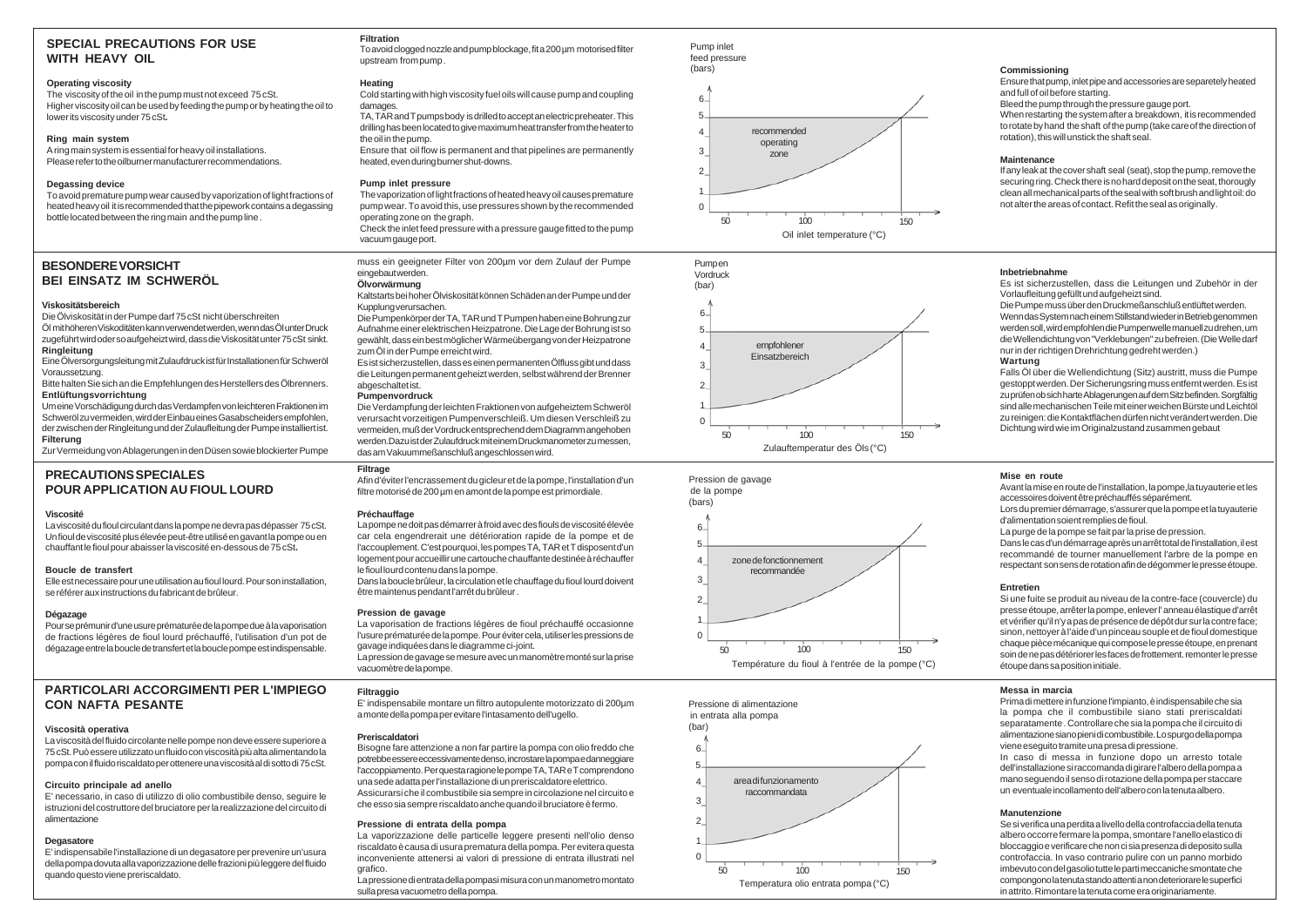## SPECIAL PRECAUTIONS FOR USE WITH HEAVY OIL

### Operating viscosity

The viscosity of the oil in the pump must not exceed 75 cSt.
Higher viscosity oil can be used by feeding the pump or by heating the oil to lower its viscosity under 75 cSt.

### Ring main system

A ring main system is essential for heavy oil installations.
Please refer to the oilburner manufacturer recommendations.

### Degassing device

To avoid premature pump wear caused by vaporization of light fractions of heated heavy oil it is recommended that the pipework contains a degassing bottle located between the ring main and the pump line.

### Filtration

To avoid clogged nozzle and pump blockage, fit a 200 µm motorised filter upstream from pump.

### Heating

Cold starting with high viscosity fuel oils will cause pump and coupling damages.
TA, TAR and T pumps body is drilled to accept an electric preheater. This drilling has been located to give maximum heat transfer from the heater to the oil in the pump.
Ensure that oil flow is permanent and that pipelines are permanently heated, even during burner shut-downs.

### Pump inlet pressure

The vaporization of light fractions of heated heavy oil causes premature pump wear. To avoid this, use pressures shown by the recommended operating zone on the graph.
Check the inlet feed pressure with a pressure gauge fitted to the pump vacuum gauge port.

Pump inlet feed pressure (bars)
6
5
4
3
2
1
0
recommended operating zone
50
100
150
Oil inlet temperature (°C)

### Commissioning

Ensure that pump, inlet pipe and accessories are separately heated and full of oil before starting.
Bleed the pump through the pressure gauge port.
When restarting the system after a breakdown, it is recommended to rotate by hand the shaft of the pump (take care of the direction of rotation), this will unstick the shaft seal.

### Maintenance

If any leak at the cover shaft seal (seat), stop the pump, remove the securing ring. Check there is no hard deposit on the seat, thorougly clean all mechanical parts of the seal with soft brush and light oil: do not alter the areas of contact. Refit the seal as originally.

## BESONDERE VORSICHT BEI EINSATZ IM SCHWERÖL

### Viskositätsbereich

Die Ölviskosität in der Pumpe darf 75 cSt nicht überschreiten
Öl mit höheren Viskoditäten kann verwendet werden, wenn das Öl unter Druck zugeführt wird oder so aufgeheizt wird, dass die Viskosität unter 75 cSt sinkt.

### Ringleitung

Eine Ölversorgungsleitung mit Zulaufdruck ist für Installationen für Schweröl Voraussetzung.
Bitte halten Sie sich an die Empfehlungen des Herstellers des Ölbrenners.

### Entlüftungsvorrichtung

Um eine Vorschädigung durch das Verdampfen von leichteren Fraktionen im Schweröl zu vermeiden, wird der Einbau eines Gasabscheiders empfohlen, der zwischen der Ringleitung und der Zulaufleitung der Pumpe installiert ist.

### Filterung

Zur Vermeidung von Ablagerungen in den Düsen sowie blockierter Pumpe muss ein geeigneter Filter von 200µm vor dem Zulauf der Pumpe eingebaut werden.

### Ölvorwärmung

Kaltstarts bei hoher Ölviskosität können Schäden an der Pumpe und der Kupplung verursachen.
Die Pumpenkörper der TA, TAR und T Pumpen haben eine Bohrung zur Aufnahme einer elektrischen Heizpatrone. Die Lage der Bohrung ist so gewählt, dass ein best möglicher Wärmeübergang von der Heizpatrone zum Öl in der Pumpe erreicht wird.
Es ist sicherzustellen, dass es einen permanenten Ölfluss gibt und dass die Leitungen permanent geheizt werden, selbst während der Brenner abgeschaltet ist.

### Pumpenvordruck

Die Verdampfung der leichten Fraktionen von aufgeheiztem Schweröl verursacht vorzeitigen Pumpenverschleiß. Um diesen Verschleiß zu vermeiden, muß der Vordruck entsprechend dem Diagramm angehoben werden. Dazu ist der Zulaufdruck mit einem Druckmanometer zu messen, das am Vakuummeßanschluß angeschlossen wird.

Pumpen Vordruck (bar)
6
5
4
3
2
1
0
empfohlener Einsatzbereich
50
100
150
Zulauftemperatur des Öls (°C)

### Inbetriebnahme

Es ist sicherzustellen, dass die Leitungen und Zubehör in der Vorlaufleitung gefüllt und aufgeheizt sind.
Die Pumpe muss über den Druckmeßanschluß entlüftet werden.
Wenn das System nach einem Stillstand wieder in Betrieb genommen werden soll, wird empfohlen die Pumpenwelle manuell zu drehen, um die Wellendichtung von "Verklebungen" zu befreien. (Die Welle darf nur in der richtigen Drehrichtung gedreht werden.)

### Wartung

Falls Öl über die Wellendichtung (Sitz) austritt, muss die Pumpe gestoppt werden. Der Sicherungsring muss entfernt werden. Es ist zu prüfen ob sich harte Ablagerungen auf dem Sitz befinden. Sorgfältig sind alle mechanischen Teile mit einer weichen Bürste und Leichtöl zu reinigen: die Kontaktflächen dürfen nicht verändert werden. Die Dichtung wird wie im Originalzustand zusammen gebaut

## PRECAUTIONS SPECIALES POUR APPLICATION AU FIOUL LOURD

### Viscosité

La viscosité du fioul circulant dans la pompe ne devra pas dépasser 75 cSt.
Un fioul de viscosité plus élevée peut-être utilisé en gavant la pompe ou en chauffant le fioul pour abaisser la viscosité en-dessous de 75 cSt.

### Boucle de transfert

Elle est nécessaire pour une utilisation au fioul lourd. Pour son installation, se référer aux instructions du fabricant de brûleur.

### Dégazage

Pour se prémunir d'une usure prématurée de la pompe due à la vaporisation de fractions légères de fioul lourd préchauffé, l'utilisation d'un pot de dégazage entre la boucle de transfert et la boucle pompe est indispensable.

### Filtrage

Afin d'éviter l'encrassement du gicleur et de la pompe, l'installation d'un filtre motorisé de 200 µm en amont de la pompe est primordiale.

### Préchauffage

La pompe ne doit pas démarrer à froid avec des fiouls de viscosité élevée car cela engendrerait une détérioration rapide de la pompe et de l'accouplement. C'est pourquoi, les pompes TA, TAR et T disposent d'un logement pour accueillir une cartouche chauffante destinée à réchauffer le fioul lourd contenu dans la pompe.
Dans la boucle brûleur, la circulation et le chauffage du fioul lourd doivent être maintenus pendant l'arrêt du brûleur.

### Pression de gavage

La vaporisation de fractions légères de fioul préchauffé occasionne l'usure prématurée de la pompe. Pour éviter cela, utiliser les pressions de gavage indiquées dans le diagramme ci-joint.
La pression de gavage se mesure avec un manomètre monté sur la prise vacuomètre de la pompe.

Pression de gavage de la pompe (bars)
6
5
4
3
2
1
0
zone de fonctionnement recommandée
50
100
150
Température du fioul à l'entrée de la pompe (°C)

### Mise en route

Avant la mise en route de l'installation, la pompe, la tuyauterie et les accessoires doivent être préchauffés séparément.
Lors du premier démarrage, s'assurer que la pompe et la tuyauterie d'alimentation soient remplies de fioul.
La purge de la pompe se fait par la prise de pression.
Dans le cas d'un démarrage après un arrêt total de l'installation, il est recommandé de tourner manuellement l'arbre de la pompe en respectant son sens de rotation afin de dégommer le presse étoupe.

### Entretien

Si une fuite se produit au niveau de la contre-face (couvercle) du presse étoupe, arrêter la pompe, enlever l' anneau élastique d'arrêt et vérifier qu'il n'y a pas de présence de dépôt dur sur la contre face; sinon, nettoyer à l'aide d'un pinceau souple et de fioul domestique chaque pièce mécanique qui compose le presse étoupe, en prenant soin de ne pas détériorer les faces de frottement. remonter le presse étoupe dans sa position initiale.

## PARTICOLARI ACCORGIMENTI PER L'IMPIEGO CON NAFTA PESANTE

### Viscosità operativa

La viscosità del fluido circolante nelle pompe non deve essere superiore a 75 cSt. Può essere utilizzato un fluido con viscosità più alta alimentando la pompa con il fluido riscaldato per ottenere una viscosità al di sotto di 75 cSt.

### Circuito principale ad anello

E' necessario, in caso di utilizzo di olio combustibile denso, seguire le istruzioni del costruttore del bruciatore per la realizzazione del circuito di alimentazione

### Degasatore

E' indispensabile l'installazione di un degasatore per prevenire un'usura della pompa dovuta alla vaporizzazione delle frazioni più leggere del fluido quando questo viene preriscaldato.

### Filtraggio

E' indispensabile montare un filtro autopulente motorizzato di 200µm a monte della pompa per evitare l'intasamento dell'ugello.

### Preriscaldatori

Bisogne fare attenzione a non far partire la pompa con olio freddo che potrebbe essere eccessivamente denso, incrostare la pompa e danneggiare l'accoppiamento. Per questa ragione le pompe TA, TAR e T comprendono una sede adatta per l'installazione di un preriscaldatore elettrico.
Assicurarsi che il combustibile sia sempre in circolazione nel circuito e che esso sia sempre riscaldato anche quando il bruciatore è fermo.

### Pressione di entrata della pompa

La vaporizzazione delle particelle leggere presenti nell'olio denso riscaldato è causa di usura prematura della pompa. Per evitera questa inconveniente attenersi ai valori di pressione di entrata illustrati nel grafico.
La pressione di entrata della pompa si misura con un manometro montato sulla presa vacuometro della pompa.

Pressione di alimentazione in entrata alla pompa (bar)
6
5
4
3
2
1
0
area di funzionamento raccommandata
50
100
150
Temperatura olio entrata pompa (°C)

### Messa in marcia

Prima di mettere in funzione l'impianto, è indispensabile che sia la pompa che il combustibile siano stati preriscaldati separatamente. Controllare che sia la pompa che il circuito di alimentazione siano pieni di combustibile. Lo spurgo della pompa viene eseguito tramite una presa di pressione.
In caso di messa in funzione dopo un arresto totale dell'installazione si raccomanda di girare l'albero della pompa a mano seguendo il senso di rotazione della pompa per staccare un eventuale incollamento dell'albero con la tenuta albero.

### Manutenzione

Se si verifica una perdita a livello della controfaccia della tenuta albero occorre fermare la pompa, smontare l'anello elastico di bloccaggio e verificare che non ci sia presenza di deposito sulla controfaccia. In vaso contrario pulire con un panno morbido imbevuto con del gasolio tutte le parti meccaniche smontate che compongono la tenuta stando attenti a non deteriorare le superfici in attrito. Rimontare la tenuta come era originariamente.